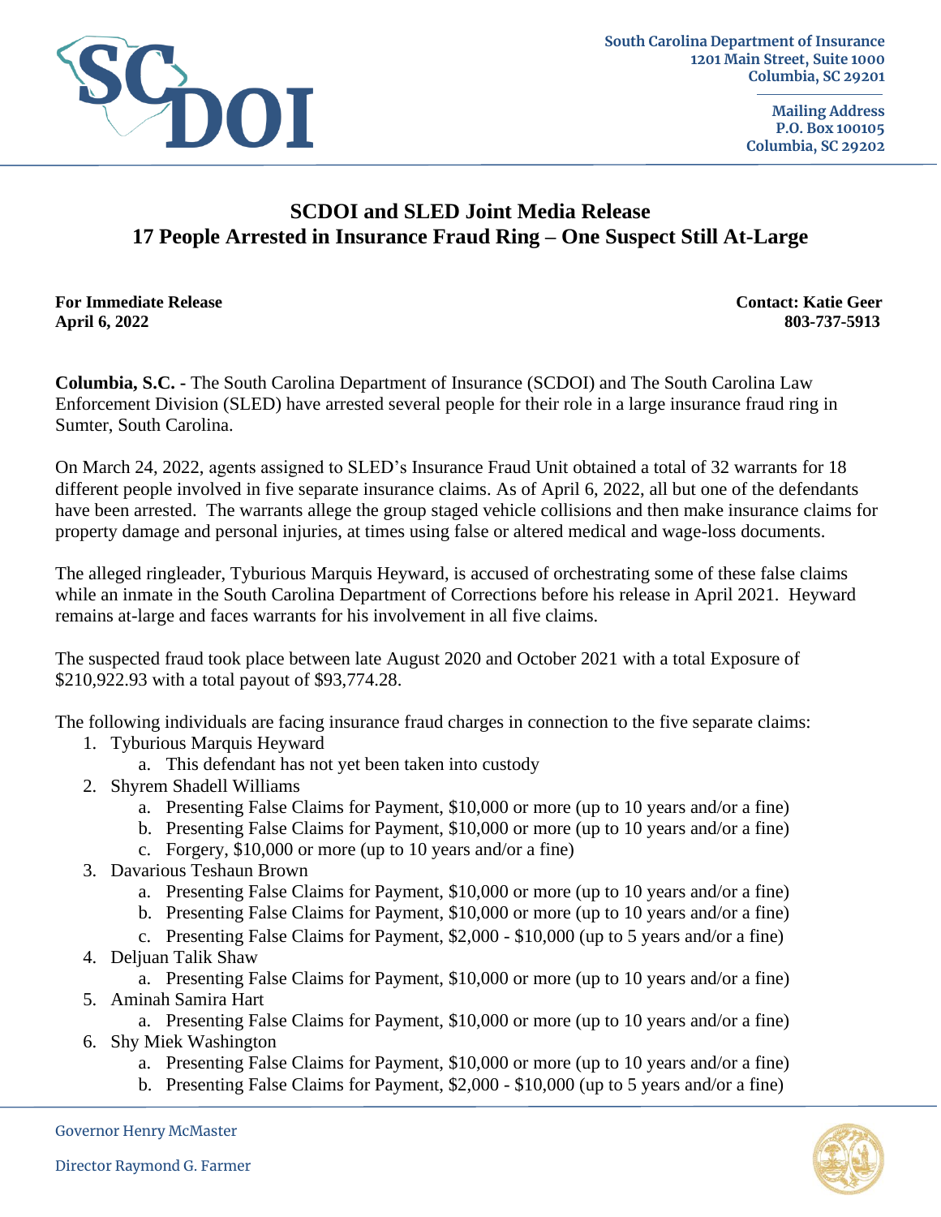South Carolina Department of Insurance
1201 Main Street, Suite 1000
Columbia, SC 29201

Mailing Address
P.O. Box 100105
Columbia, SC 29202

## SCDOI and SLED Joint Media Release
## 17 People Arrested in Insurance Fraud Ring – One Suspect Still At-Large

**For Immediate Release**
**April 6, 2022**

**Contact: Katie Geer**
**803-737-5913**

**Columbia, S.C. -** The South Carolina Department of Insurance (SCDOI) and The South Carolina Law Enforcement Division (SLED) have arrested several people for their role in a large insurance fraud ring in Sumter, South Carolina.

On March 24, 2022, agents assigned to SLED's Insurance Fraud Unit obtained a total of 32 warrants for 18 different people involved in five separate insurance claims. As of April 6, 2022, all but one of the defendants have been arrested. The warrants allege the group staged vehicle collisions and then make insurance claims for property damage and personal injuries, at times using false or altered medical and wage-loss documents.

The alleged ringleader, Tyburious Marquis Heyward, is accused of orchestrating some of these false claims while an inmate in the South Carolina Department of Corrections before his release in April 2021. Heyward remains at-large and faces warrants for his involvement in all five claims.

The suspected fraud took place between late August 2020 and October 2021 with a total Exposure of $210,922.93 with a total payout of $93,774.28.

The following individuals are facing insurance fraud charges in connection to the five separate claims:

1. Tyburious Marquis Heyward
   a. This defendant has not yet been taken into custody
2. Shyrem Shadell Williams
   a. Presenting False Claims for Payment, $10,000 or more (up to 10 years and/or a fine)
   b. Presenting False Claims for Payment, $10,000 or more (up to 10 years and/or a fine)
   c. Forgery, $10,000 or more (up to 10 years and/or a fine)
3. Davarious Teshaun Brown
   a. Presenting False Claims for Payment, $10,000 or more (up to 10 years and/or a fine)
   b. Presenting False Claims for Payment, $10,000 or more (up to 10 years and/or a fine)
   c. Presenting False Claims for Payment, $2,000 - $10,000 (up to 5 years and/or a fine)
4. Deljuan Talik Shaw
   a. Presenting False Claims for Payment, $10,000 or more (up to 10 years and/or a fine)
5. Aminah Samira Hart
   a. Presenting False Claims for Payment, $10,000 or more (up to 10 years and/or a fine)
6. Shy Miek Washington
   a. Presenting False Claims for Payment, $10,000 or more (up to 10 years and/or a fine)
   b. Presenting False Claims for Payment, $2,000 - $10,000 (up to 5 years and/or a fine)

Governor Henry McMaster

Director Raymond G. Farmer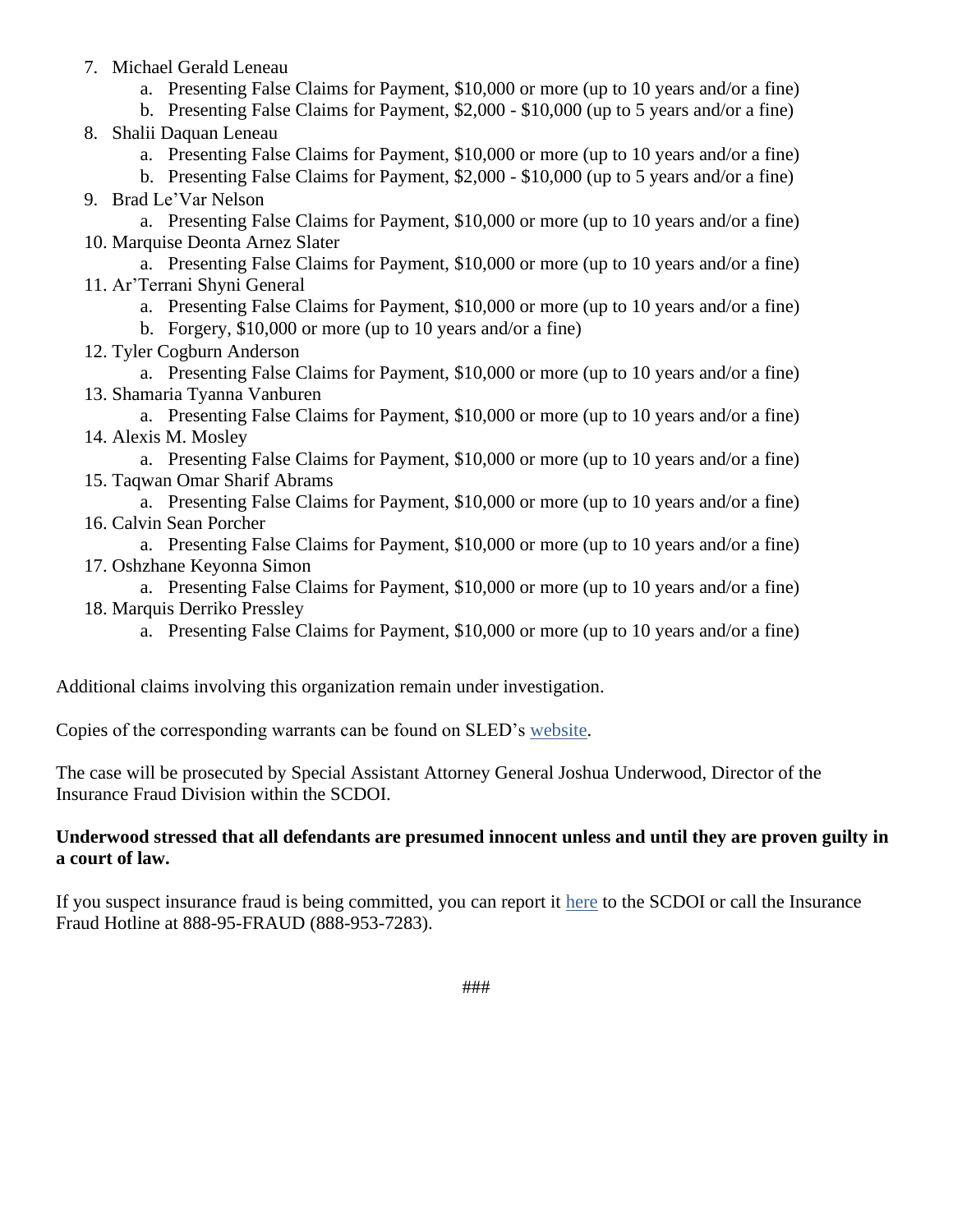7. Michael Gerald Leneau
   a. Presenting False Claims for Payment, $10,000 or more (up to 10 years and/or a fine)
   b. Presenting False Claims for Payment, $2,000 - $10,000 (up to 5 years and/or a fine)
8. Shalii Daquan Leneau
   a. Presenting False Claims for Payment, $10,000 or more (up to 10 years and/or a fine)
   b. Presenting False Claims for Payment, $2,000 - $10,000 (up to 5 years and/or a fine)
9. Brad Le'Var Nelson
   a. Presenting False Claims for Payment, $10,000 or more (up to 10 years and/or a fine)
10. Marquise Deonta Arnez Slater
    a. Presenting False Claims for Payment, $10,000 or more (up to 10 years and/or a fine)
11. Ar'Terrani Shyni General
    a. Presenting False Claims for Payment, $10,000 or more (up to 10 years and/or a fine)
    b. Forgery, $10,000 or more (up to 10 years and/or a fine)
12. Tyler Cogburn Anderson
    a. Presenting False Claims for Payment, $10,000 or more (up to 10 years and/or a fine)
13. Shamaria Tyanna Vanburen
    a. Presenting False Claims for Payment, $10,000 or more (up to 10 years and/or a fine)
14. Alexis M. Mosley
    a. Presenting False Claims for Payment, $10,000 or more (up to 10 years and/or a fine)
15. Taqwan Omar Sharif Abrams
    a. Presenting False Claims for Payment, $10,000 or more (up to 10 years and/or a fine)
16. Calvin Sean Porcher
    a. Presenting False Claims for Payment, $10,000 or more (up to 10 years and/or a fine)
17. Oshzhane Keyonna Simon
    a. Presenting False Claims for Payment, $10,000 or more (up to 10 years and/or a fine)
18. Marquis Derriko Pressley
    a. Presenting False Claims for Payment, $10,000 or more (up to 10 years and/or a fine)

Additional claims involving this organization remain under investigation.

Copies of the corresponding warrants can be found on SLED's website.

The case will be prosecuted by Special Assistant Attorney General Joshua Underwood, Director of the Insurance Fraud Division within the SCDOI.

**Underwood stressed that all defendants are presumed innocent unless and until they are proven guilty in a court of law.**

If you suspect insurance fraud is being committed, you can report it here to the SCDOI or call the Insurance Fraud Hotline at 888-95-FRAUD (888-953-7283).

###